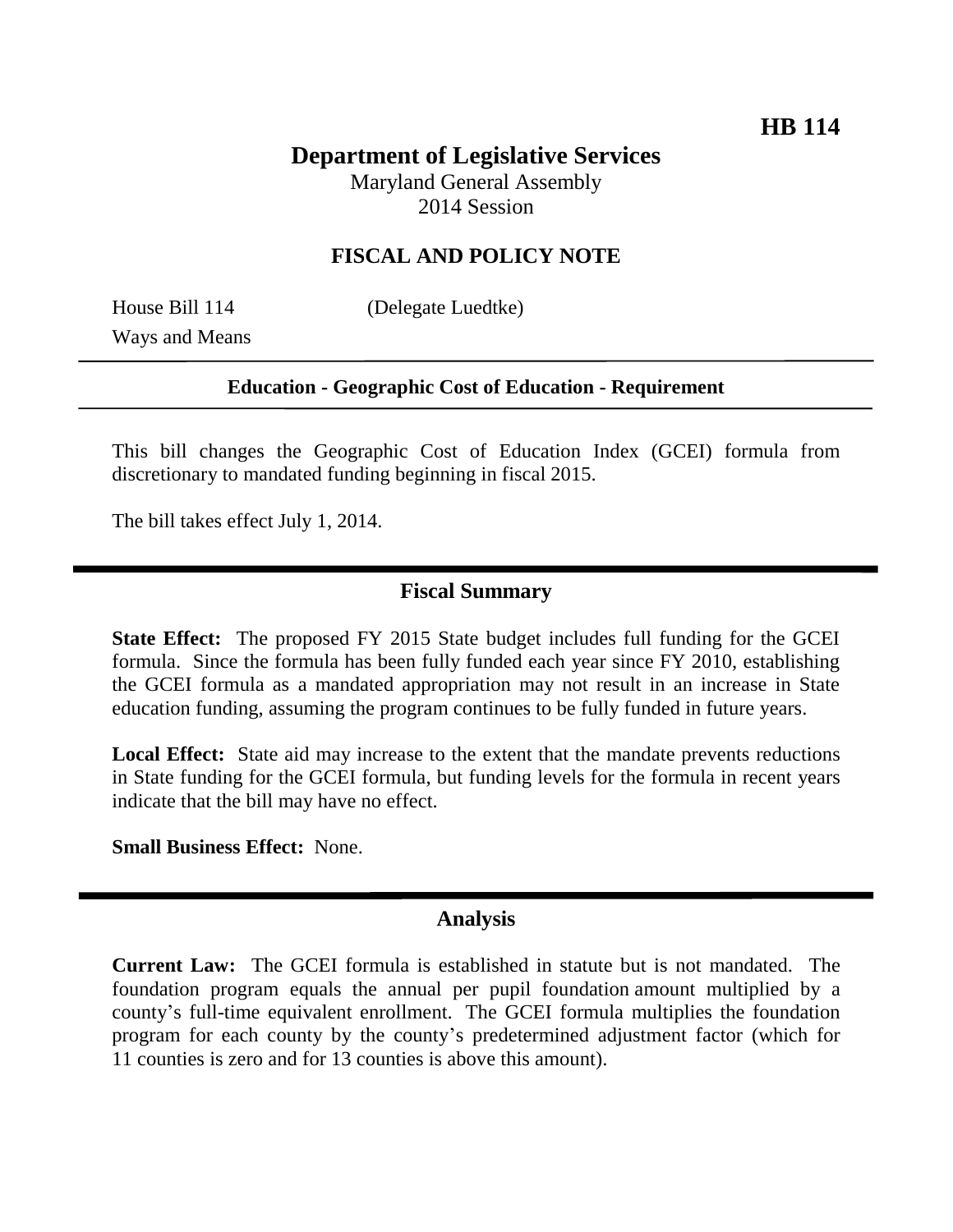**HB 114**

# Department of Legislative Services

Maryland General Assembly
2014 Session

## FISCAL AND POLICY NOTE

House Bill 114 (Delegate Luedtke)
Ways and Means

**Education - Geographic Cost of Education - Requirement**

This bill changes the Geographic Cost of Education Index (GCEI) formula from discretionary to mandated funding beginning in fiscal 2015.

The bill takes effect July 1, 2014.

## Fiscal Summary

**State Effect:** The proposed FY 2015 State budget includes full funding for the GCEI formula. Since the formula has been fully funded each year since FY 2010, establishing the GCEI formula as a mandated appropriation may not result in an increase in State education funding, assuming the program continues to be fully funded in future years.

**Local Effect:** State aid may increase to the extent that the mandate prevents reductions in State funding for the GCEI formula, but funding levels for the formula in recent years indicate that the bill may have no effect.

**Small Business Effect:** None.

## Analysis

**Current Law:** The GCEI formula is established in statute but is not mandated. The foundation program equals the annual per pupil foundation amount multiplied by a county's full-time equivalent enrollment. The GCEI formula multiplies the foundation program for each county by the county's predetermined adjustment factor (which for 11 counties is zero and for 13 counties is above this amount).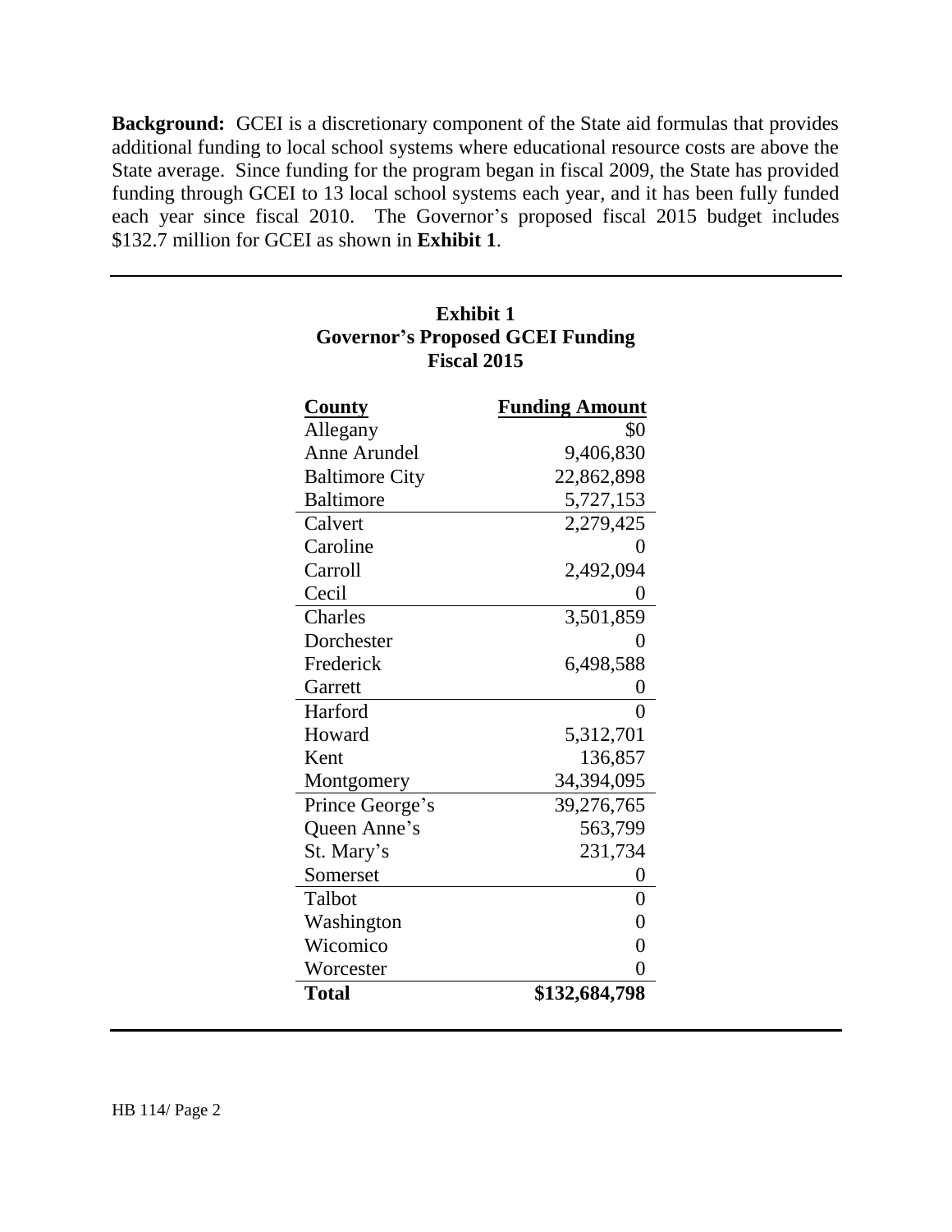**Background:** GCEI is a discretionary component of the State aid formulas that provides additional funding to local school systems where educational resource costs are above the State average. Since funding for the program began in fiscal 2009, the State has provided funding through GCEI to 13 local school systems each year, and it has been fully funded each year since fiscal 2010. The Governor's proposed fiscal 2015 budget includes \$132.7 million for GCEI as shown in **Exhibit 1**.

**Exhibit 1**
**Governor's Proposed GCEI Funding**
**Fiscal 2015**

| County | Funding Amount |
|---|---:|
| Allegany | \$0 |
| Anne Arundel | 9,406,830 |
| Baltimore City | 22,862,898 |
| Baltimore | 5,727,153 |
| Calvert | 2,279,425 |
| Caroline | 0 |
| Carroll | 2,492,094 |
| Cecil | 0 |
| Charles | 3,501,859 |
| Dorchester | 0 |
| Frederick | 6,498,588 |
| Garrett | 0 |
| Harford | 0 |
| Howard | 5,312,701 |
| Kent | 136,857 |
| Montgomery | 34,394,095 |
| Prince George's | 39,276,765 |
| Queen Anne's | 563,799 |
| St. Mary's | 231,734 |
| Somerset | 0 |
| Talbot | 0 |
| Washington | 0 |
| Wicomico | 0 |
| Worcester | 0 |
| **Total** | **\$132,684,798** |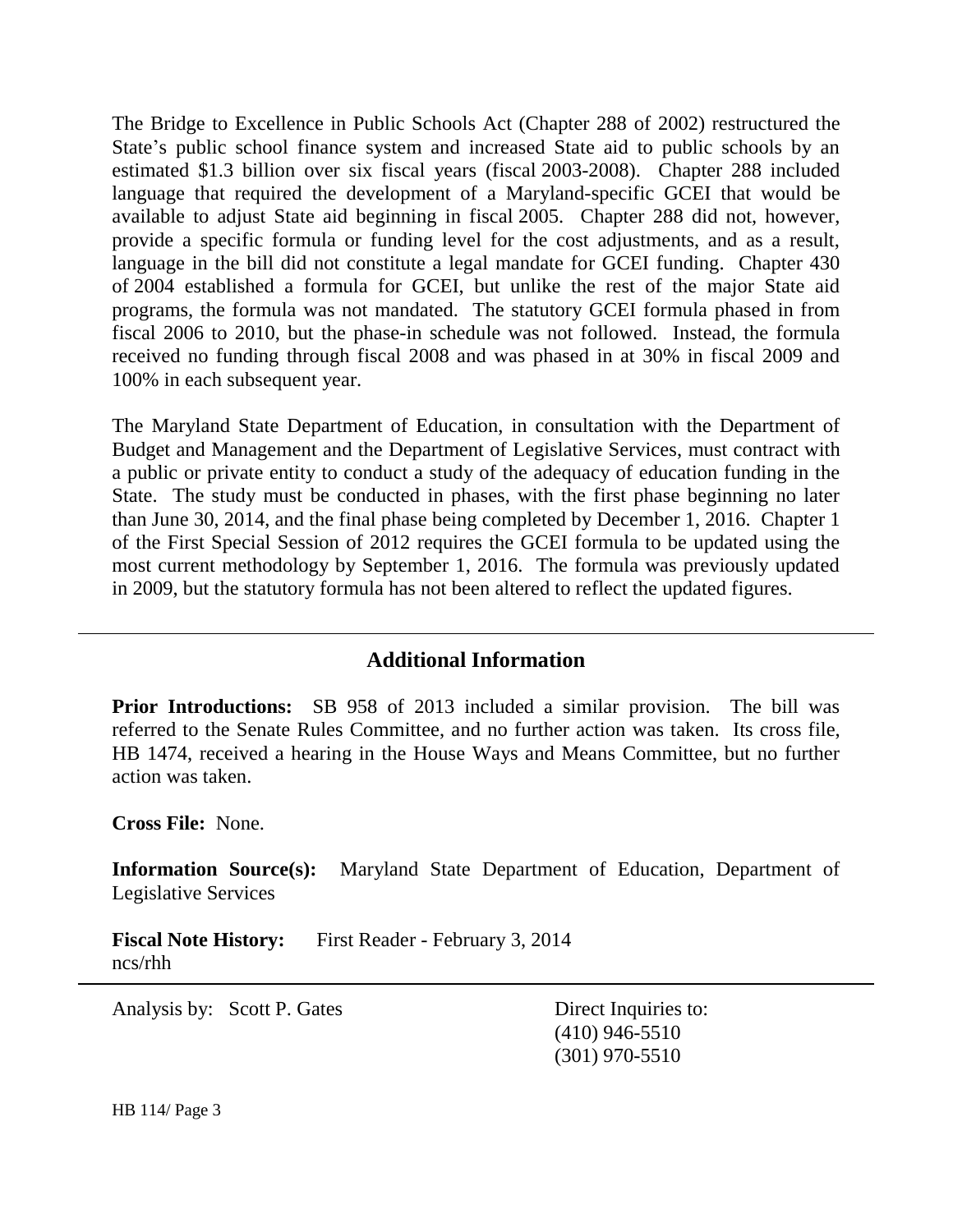The Bridge to Excellence in Public Schools Act (Chapter 288 of 2002) restructured the State's public school finance system and increased State aid to public schools by an estimated $1.3 billion over six fiscal years (fiscal 2003-2008). Chapter 288 included language that required the development of a Maryland-specific GCEI that would be available to adjust State aid beginning in fiscal 2005. Chapter 288 did not, however, provide a specific formula or funding level for the cost adjustments, and as a result, language in the bill did not constitute a legal mandate for GCEI funding. Chapter 430 of 2004 established a formula for GCEI, but unlike the rest of the major State aid programs, the formula was not mandated. The statutory GCEI formula phased in from fiscal 2006 to 2010, but the phase-in schedule was not followed. Instead, the formula received no funding through fiscal 2008 and was phased in at 30% in fiscal 2009 and 100% in each subsequent year.

The Maryland State Department of Education, in consultation with the Department of Budget and Management and the Department of Legislative Services, must contract with a public or private entity to conduct a study of the adequacy of education funding in the State. The study must be conducted in phases, with the first phase beginning no later than June 30, 2014, and the final phase being completed by December 1, 2016. Chapter 1 of the First Special Session of 2012 requires the GCEI formula to be updated using the most current methodology by September 1, 2016. The formula was previously updated in 2009, but the statutory formula has not been altered to reflect the updated figures.

## Additional Information

**Prior Introductions:** SB 958 of 2013 included a similar provision. The bill was referred to the Senate Rules Committee, and no further action was taken. Its cross file, HB 1474, received a hearing in the House Ways and Means Committee, but no further action was taken.

**Cross File:** None.

**Information Source(s):** Maryland State Department of Education, Department of Legislative Services

**Fiscal Note History:** First Reader - February 3, 2014
ncs/rhh

Analysis by: Scott P. Gates

Direct Inquiries to:
(410) 946-5510
(301) 970-5510